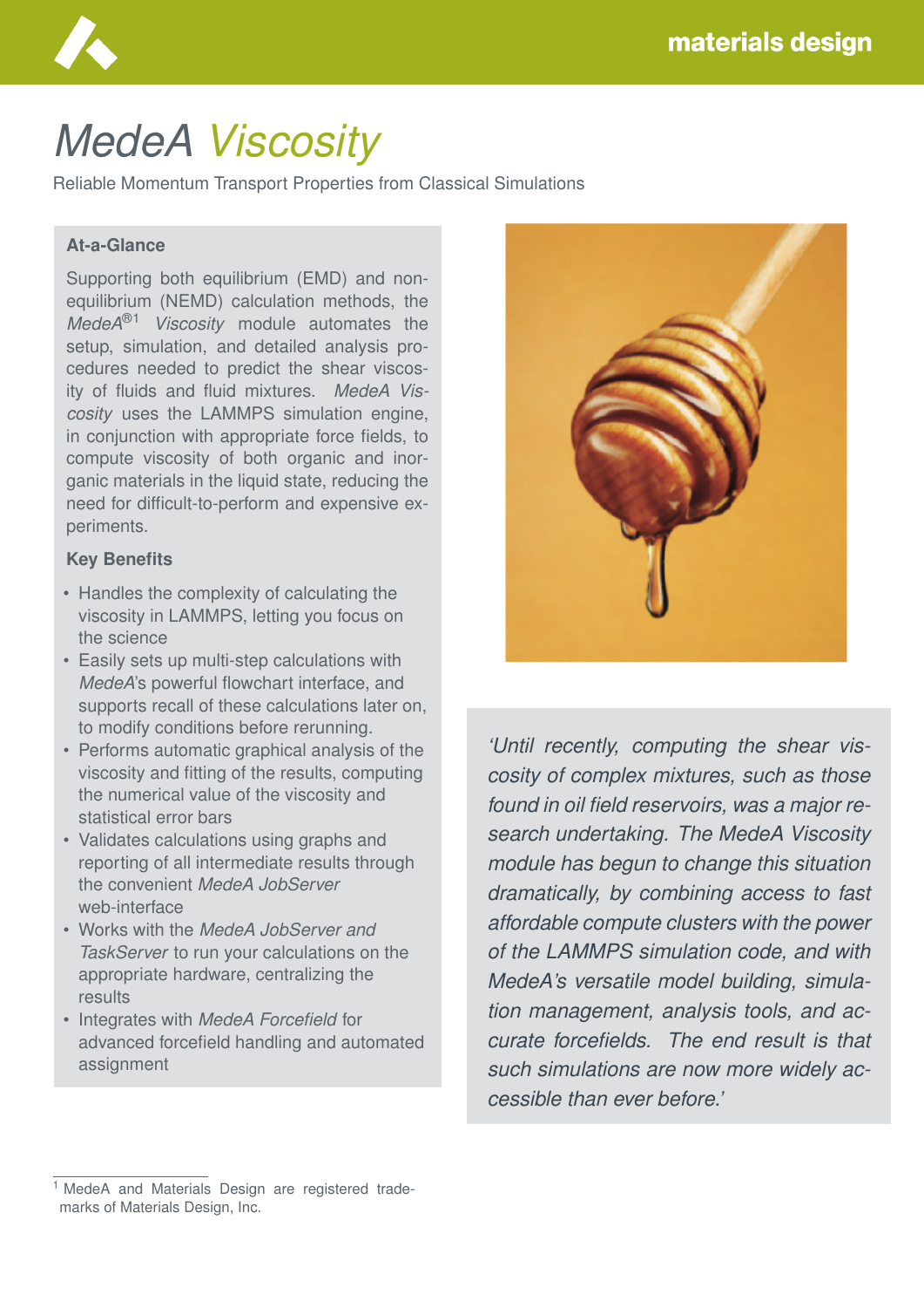# MedeA *Viscosity*

Reliable Momentum Transport Properties from Classical Simulations

### At-a-Glance

Supporting both equilibrium (EMD) and non-equilibrium (NEMD) calculation methods, the *MedeA*®[1] *Viscosity* module automates the setup, simulation, and detailed analysis procedures needed to predict the shear viscosity of fluids and fluid mixtures. *MedeA Viscosity* uses the LAMMPS simulation engine, in conjunction with appropriate force fields, to compute viscosity of both organic and inorganic materials in the liquid state, reducing the need for difficult-to-perform and expensive experiments.

### Key Benefits

- Handles the complexity of calculating the viscosity in LAMMPS, letting you focus on the science
- Easily sets up multi-step calculations with *MedeA*'s powerful flowchart interface, and supports recall of these calculations later on, to modify conditions before rerunning.
- Performs automatic graphical analysis of the viscosity and fitting of the results, computing the numerical value of the viscosity and statistical error bars
- Validates calculations using graphs and reporting of all intermediate results through the convenient *MedeA JobServer* web-interface
- Works with the *MedeA JobServer and TaskServer* to run your calculations on the appropriate hardware, centralizing the results
- Integrates with *MedeA Forcefield* for advanced forcefield handling and automated assignment

*'Until recently, computing the shear viscosity of complex mixtures, such as those found in oil field reservoirs, was a major research undertaking. The MedeA Viscosity module has begun to change this situation dramatically, by combining access to fast affordable compute clusters with the power of the LAMMPS simulation code, and with MedeA's versatile model building, simulation management, analysis tools, and accurate forcefields. The end result is that such simulations are now more widely accessible than ever before.'*

[1] MedeA and Materials Design are registered trademarks of Materials Design, Inc.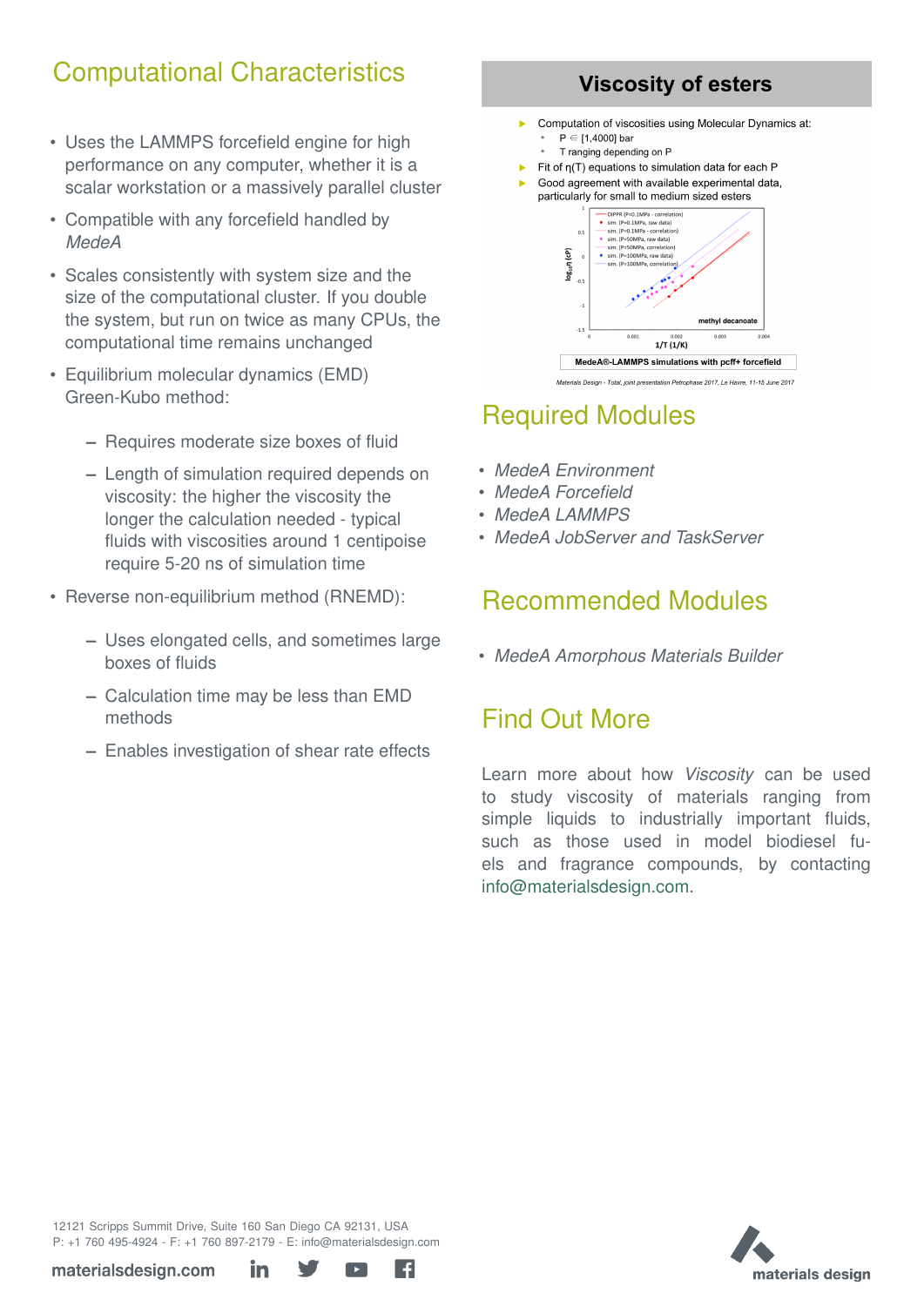## Computational Characteristics

- Uses the LAMMPS forcefield engine for high performance on any computer, whether it is a scalar workstation or a massively parallel cluster
- Compatible with any forcefield handled by *MedeA*
- Scales consistently with system size and the size of the computational cluster. If you double the system, but run on twice as many CPUs, the computational time remains unchanged
- Equilibrium molecular dynamics (EMD) Green-Kubo method:
  - Requires moderate size boxes of fluid
  - Length of simulation required depends on viscosity: the higher the viscosity the longer the calculation needed - typical fluids with viscosities around 1 centipoise require 5-20 ns of simulation time
- Reverse non-equilibrium method (RNEMD):
  - Uses elongated cells, and sometimes large boxes of fluids
  - Calculation time may be less than EMD methods
  - Enables investigation of shear rate effects

### Viscosity of esters

- Computation of viscosities using Molecular Dynamics at:
  - P ∈ [1,4000] bar
  - T ranging depending on P
- Fit of η(T) equations to simulation data for each P
- Good agreement with available experimental data, particularly for small to medium sized esters

DIPPR (P=0.1MPa - correlation)
sim. (P=0.1MPa, raw data)
sim. (P=0.1MPa - correlation)
sim. (P=50MPa, raw data)
sim. (P=50MPa, correlation)
sim. (P=100MPa, raw data)
sim. (P=100MPa, correlation)
methyl decanoate
$\log_{10}\eta$ (cP)
1/T (1/K)
1
0.5
0
-0.5
-1
-1.5
0
0.001
0.002
0.003
0.004

MedeA®-LAMMPS simulations with pcff+ forcefield

*Materials Design - Total, joint presentation Petrophase 2017, Le Havre, 11-15 June 2017*

## Required Modules

- *MedeA Environment*
- *MedeA Forcefield*
- *MedeA LAMMPS*
- *MedeA JobServer and TaskServer*

## Recommended Modules

- *MedeA Amorphous Materials Builder*

## Find Out More

Learn more about how *Viscosity* can be used to study viscosity of materials ranging from simple liquids to industrially important fluids, such as those used in model biodiesel fuels and fragrance compounds, by contacting info@materialsdesign.com.

12121 Scripps Summit Drive, Suite 160 San Diego CA 92131, USA
P: +1 760 495-4924 - F: +1 760 897-2179 - E: info@materialsdesign.com

materialsdesign.com

materials design